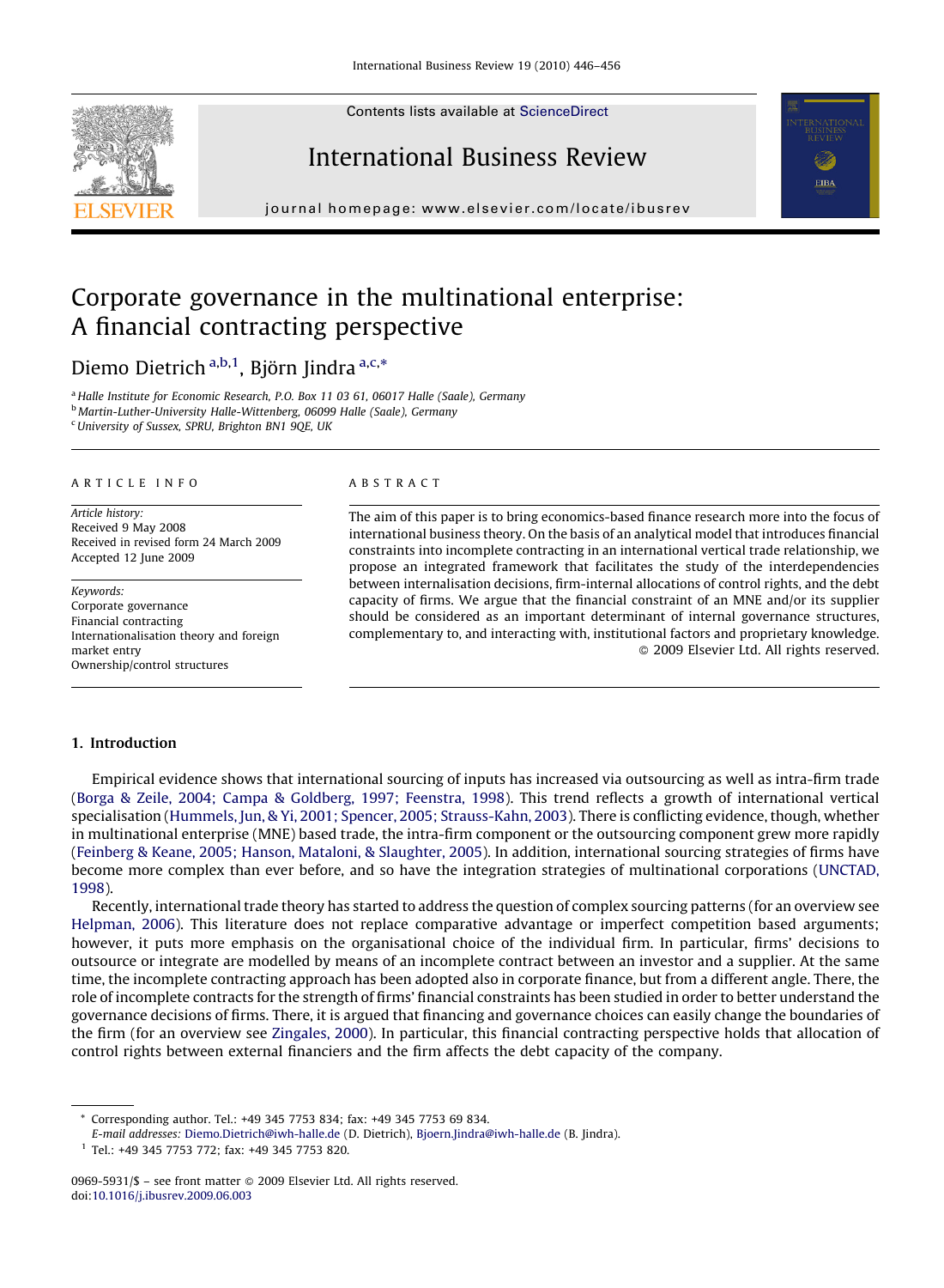# Corporate governance in the multinational enterprise: A financial contracting perspective

Diemo Dietrich [a,b,1], Björn Jindra [a,c,*]

[a] Halle Institute for Economic Research, P.O. Box 11 03 61, 06017 Halle (Saale), Germany
[b] Martin-Luther-University Halle-Wittenberg, 06099 Halle (Saale), Germany
[c] University of Sussex, SPRU, Brighton BN1 9QE, UK

## ARTICLE INFO

*Article history:*
Received 9 May 2008
Received in revised form 24 March 2009
Accepted 12 June 2009

*Keywords:*
Corporate governance
Financial contracting
Internationalisation theory and foreign market entry
Ownership/control structures

## ABSTRACT

The aim of this paper is to bring economics-based finance research more into the focus of international business theory. On the basis of an analytical model that introduces financial constraints into incomplete contracting in an international vertical trade relationship, we propose an integrated framework that facilitates the study of the interdependencies between internalisation decisions, firm-internal allocations of control rights, and the debt capacity of firms. We argue that the financial constraint of an MNE and/or its supplier should be considered as an important determinant of internal governance structures, complementary to, and interacting with, institutional factors and proprietary knowledge.
© 2009 Elsevier Ltd. All rights reserved.

## 1. Introduction

Empirical evidence shows that international sourcing of inputs has increased via outsourcing as well as intra-firm trade (Borga & Zeile, 2004; Campa & Goldberg, 1997; Feenstra, 1998). This trend reflects a growth of international vertical specialisation (Hummels, Jun, & Yi, 2001; Spencer, 2005; Strauss-Kahn, 2003). There is conflicting evidence, though, whether in multinational enterprise (MNE) based trade, the intra-firm component or the outsourcing component grew more rapidly (Feinberg & Keane, 2005; Hanson, Mataloni, & Slaughter, 2005). In addition, international sourcing strategies of firms have become more complex than ever before, and so have the integration strategies of multinational corporations (UNCTAD, 1998).

Recently, international trade theory has started to address the question of complex sourcing patterns (for an overview see Helpman, 2006). This literature does not replace comparative advantage or imperfect competition based arguments; however, it puts more emphasis on the organisational choice of the individual firm. In particular, firms' decisions to outsource or integrate are modelled by means of an incomplete contract between an investor and a supplier. At the same time, the incomplete contracting approach has been adopted also in corporate finance, but from a different angle. There, the role of incomplete contracts for the strength of firms' financial constraints has been studied in order to better understand the governance decisions of firms. There, it is argued that financing and governance choices can easily change the boundaries of the firm (for an overview see Zingales, 2000). In particular, this financial contracting perspective holds that allocation of control rights between external financiers and the firm affects the debt capacity of the company.

* Corresponding author. Tel.: +49 345 7753 834; fax: +49 345 7753 69 834.
E-mail addresses: Diemo.Dietrich@iwh-halle.de (D. Dietrich), Bjoern.Jindra@iwh-halle.de (B. Jindra).
[1] Tel.: +49 345 7753 772; fax: +49 345 7753 820.

0969-5931/$ – see front matter © 2009 Elsevier Ltd. All rights reserved.
doi:10.1016/j.ibusrev.2009.06.003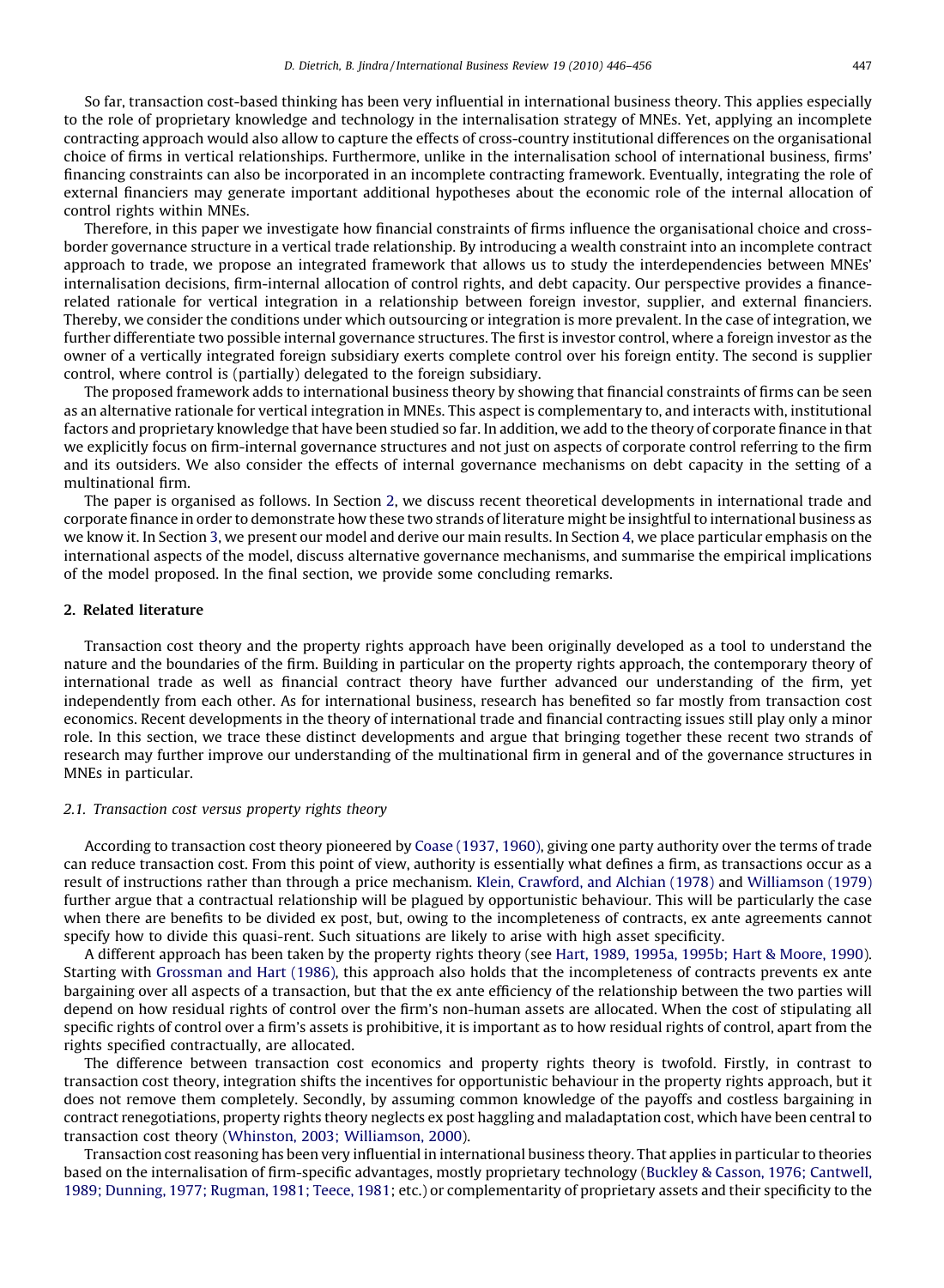So far, transaction cost-based thinking has been very influential in international business theory. This applies especially to the role of proprietary knowledge and technology in the internalisation strategy of MNEs. Yet, applying an incomplete contracting approach would also allow to capture the effects of cross-country institutional differences on the organisational choice of firms in vertical relationships. Furthermore, unlike in the internalisation school of international business, firms' financing constraints can also be incorporated in an incomplete contracting framework. Eventually, integrating the role of external financiers may generate important additional hypotheses about the economic role of the internal allocation of control rights within MNEs.

Therefore, in this paper we investigate how financial constraints of firms influence the organisational choice and cross-border governance structure in a vertical trade relationship. By introducing a wealth constraint into an incomplete contract approach to trade, we propose an integrated framework that allows us to study the interdependencies between MNEs' internalisation decisions, firm-internal allocation of control rights, and debt capacity. Our perspective provides a finance-related rationale for vertical integration in a relationship between foreign investor, supplier, and external financiers. Thereby, we consider the conditions under which outsourcing or integration is more prevalent. In the case of integration, we further differentiate two possible internal governance structures. The first is investor control, where a foreign investor as the owner of a vertically integrated foreign subsidiary exerts complete control over his foreign entity. The second is supplier control, where control is (partially) delegated to the foreign subsidiary.

The proposed framework adds to international business theory by showing that financial constraints of firms can be seen as an alternative rationale for vertical integration in MNEs. This aspect is complementary to, and interacts with, institutional factors and proprietary knowledge that have been studied so far. In addition, we add to the theory of corporate finance in that we explicitly focus on firm-internal governance structures and not just on aspects of corporate control referring to the firm and its outsiders. We also consider the effects of internal governance mechanisms on debt capacity in the setting of a multinational firm.

The paper is organised as follows. In Section 2, we discuss recent theoretical developments in international trade and corporate finance in order to demonstrate how these two strands of literature might be insightful to international business as we know it. In Section 3, we present our model and derive our main results. In Section 4, we place particular emphasis on the international aspects of the model, discuss alternative governance mechanisms, and summarise the empirical implications of the model proposed. In the final section, we provide some concluding remarks.

## 2. Related literature

Transaction cost theory and the property rights approach have been originally developed as a tool to understand the nature and the boundaries of the firm. Building in particular on the property rights approach, the contemporary theory of international trade as well as financial contract theory have further advanced our understanding of the firm, yet independently from each other. As for international business, research has benefited so far mostly from transaction cost economics. Recent developments in the theory of international trade and financial contracting issues still play only a minor role. In this section, we trace these distinct developments and argue that bringing together these recent two strands of research may further improve our understanding of the multinational firm in general and of the governance structures in MNEs in particular.

### 2.1. Transaction cost versus property rights theory

According to transaction cost theory pioneered by Coase (1937, 1960), giving one party authority over the terms of trade can reduce transaction cost. From this point of view, authority is essentially what defines a firm, as transactions occur as a result of instructions rather than through a price mechanism. Klein, Crawford, and Alchian (1978) and Williamson (1979) further argue that a contractual relationship will be plagued by opportunistic behaviour. This will be particularly the case when there are benefits to be divided ex post, but, owing to the incompleteness of contracts, ex ante agreements cannot specify how to divide this quasi-rent. Such situations are likely to arise with high asset specificity.

A different approach has been taken by the property rights theory (see Hart, 1989, 1995a, 1995b; Hart & Moore, 1990). Starting with Grossman and Hart (1986), this approach also holds that the incompleteness of contracts prevents ex ante bargaining over all aspects of a transaction, but that the ex ante efficiency of the relationship between the two parties will depend on how residual rights of control over the firm's non-human assets are allocated. When the cost of stipulating all specific rights of control over a firm's assets is prohibitive, it is important as to how residual rights of control, apart from the rights specified contractually, are allocated.

The difference between transaction cost economics and property rights theory is twofold. Firstly, in contrast to transaction cost theory, integration shifts the incentives for opportunistic behaviour in the property rights approach, but it does not remove them completely. Secondly, by assuming common knowledge of the payoffs and costless bargaining in contract renegotiations, property rights theory neglects ex post haggling and maladaptation cost, which have been central to transaction cost theory (Whinston, 2003; Williamson, 2000).

Transaction cost reasoning has been very influential in international business theory. That applies in particular to theories based on the internalisation of firm-specific advantages, mostly proprietary technology (Buckley & Casson, 1976; Cantwell, 1989; Dunning, 1977; Rugman, 1981; Teece, 1981; etc.) or complementarity of proprietary assets and their specificity to the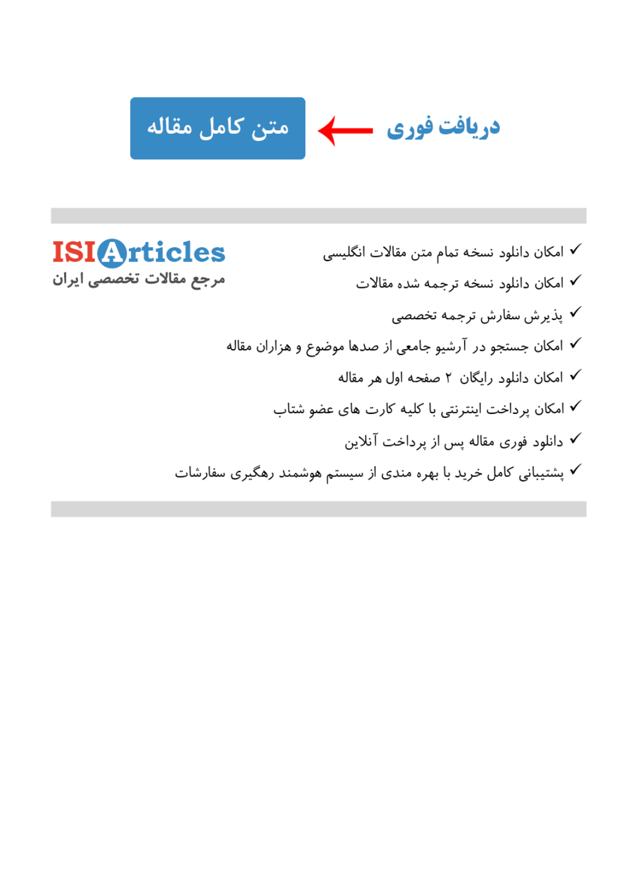دریافت فوری ← متن کامل مقاله

**ISIArticles**
مرجع مقالات تخصصی ایران

- ✓ امکان دانلود نسخه تمام متن مقالات انگلیسی
- ✓ امکان دانلود نسخه ترجمه شده مقالات
- ✓ پذیرش سفارش ترجمه تخصصی
- ✓ امکان جستجو در آرشیو جامعی از صدها موضوع و هزاران مقاله
- ✓ امکان دانلود رایگان ۲ صفحه اول هر مقاله
- ✓ امکان پرداخت اینترنتی با کلیه کارت های عضو شتاب
- ✓ دانلود فوری مقاله پس از پرداخت آنلاین
- ✓ پشتیبانی کامل خرید با بهره مندی از سیستم هوشمند رهگیری سفارشات